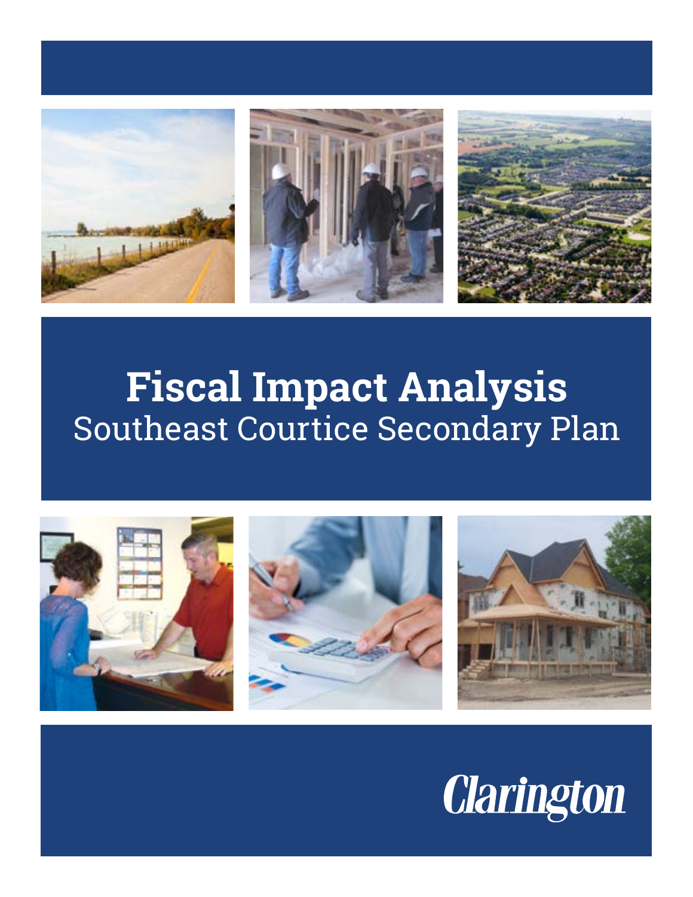# Fiscal Impact Analysis

## Southeast Courtice Secondary Plan

Clarington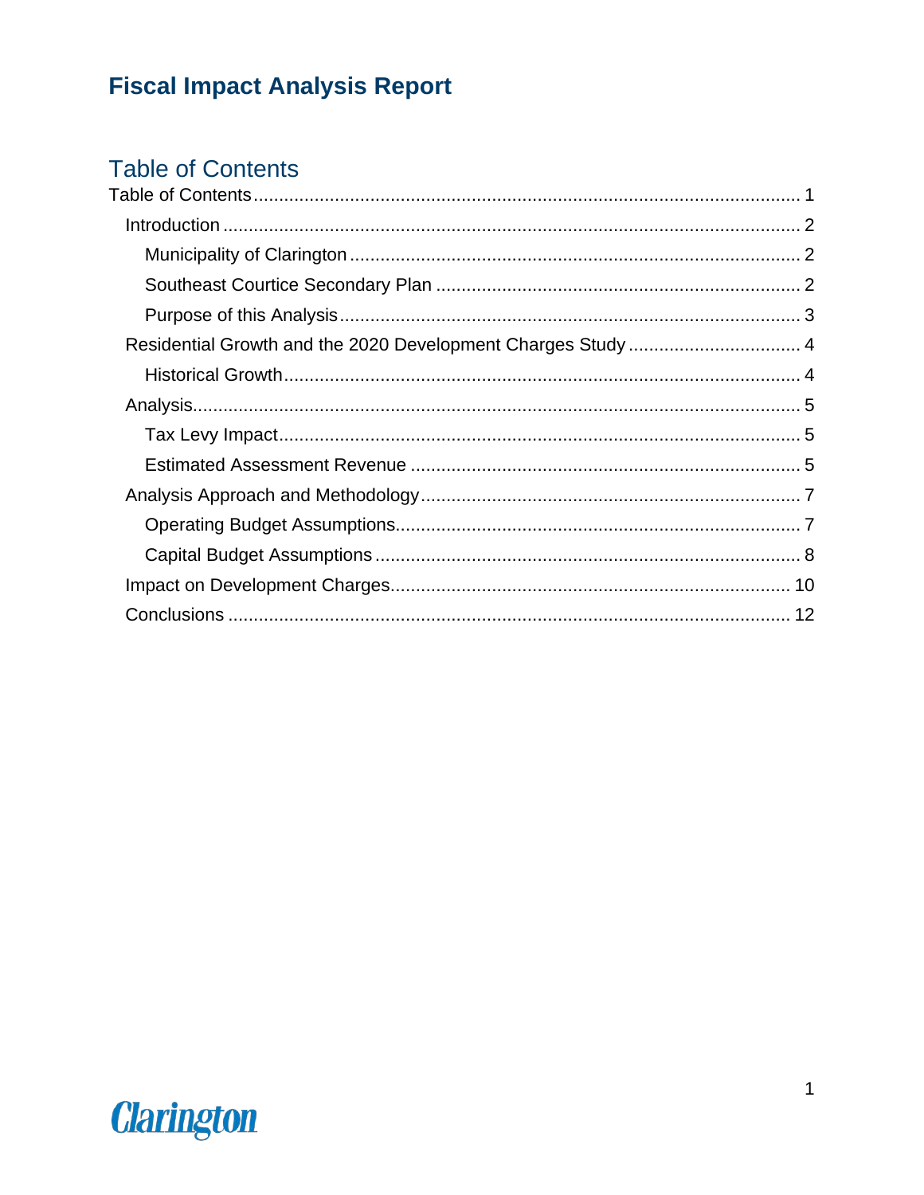# Fiscal Impact Analysis Report

## Table of Contents

Table of Contents ........................................................................................................ 1

- Introduction ................................................................................................................ 2
  - Municipality of Clarington ...................................................................................... 2
  - Southeast Courtice Secondary Plan ....................................................................... 2
  - Purpose of this Analysis .......................................................................................... 3
- Residential Growth and the 2020 Development Charges Study .................................. 4
  - Historical Growth ..................................................................................................... 4
- Analysis ....................................................................................................................... 5
  - Tax Levy Impact ....................................................................................................... 5
  - Estimated Assessment Revenue ............................................................................ 5
- Analysis Approach and Methodology .......................................................................... 7
  - Operating Budget Assumptions ............................................................................... 7
  - Capital Budget Assumptions ................................................................................... 8
- Impact on Development Charges .............................................................................. 10
- Conclusions ............................................................................................................... 12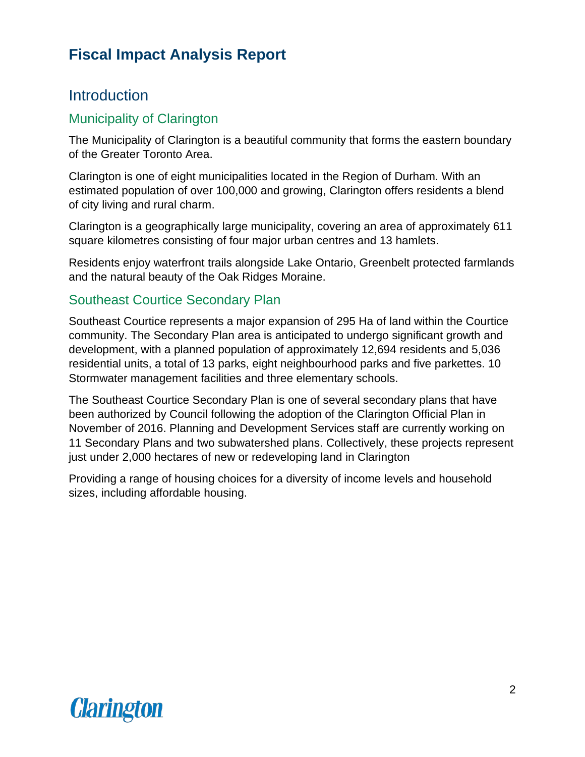# Fiscal Impact Analysis Report

## Introduction

### Municipality of Clarington

The Municipality of Clarington is a beautiful community that forms the eastern boundary of the Greater Toronto Area.

Clarington is one of eight municipalities located in the Region of Durham. With an estimated population of over 100,000 and growing, Clarington offers residents a blend of city living and rural charm.

Clarington is a geographically large municipality, covering an area of approximately 611 square kilometres consisting of four major urban centres and 13 hamlets.

Residents enjoy waterfront trails alongside Lake Ontario, Greenbelt protected farmlands and the natural beauty of the Oak Ridges Moraine.

### Southeast Courtice Secondary Plan

Southeast Courtice represents a major expansion of 295 Ha of land within the Courtice community. The Secondary Plan area is anticipated to undergo significant growth and development, with a planned population of approximately 12,694 residents and 5,036 residential units, a total of 13 parks, eight neighbourhood parks and five parkettes. 10 Stormwater management facilities and three elementary schools.

The Southeast Courtice Secondary Plan is one of several secondary plans that have been authorized by Council following the adoption of the Clarington Official Plan in November of 2016. Planning and Development Services staff are currently working on 11 Secondary Plans and two subwatershed plans. Collectively, these projects represent just under 2,000 hectares of new or redeveloping land in Clarington

Providing a range of housing choices for a diversity of income levels and household sizes, including affordable housing.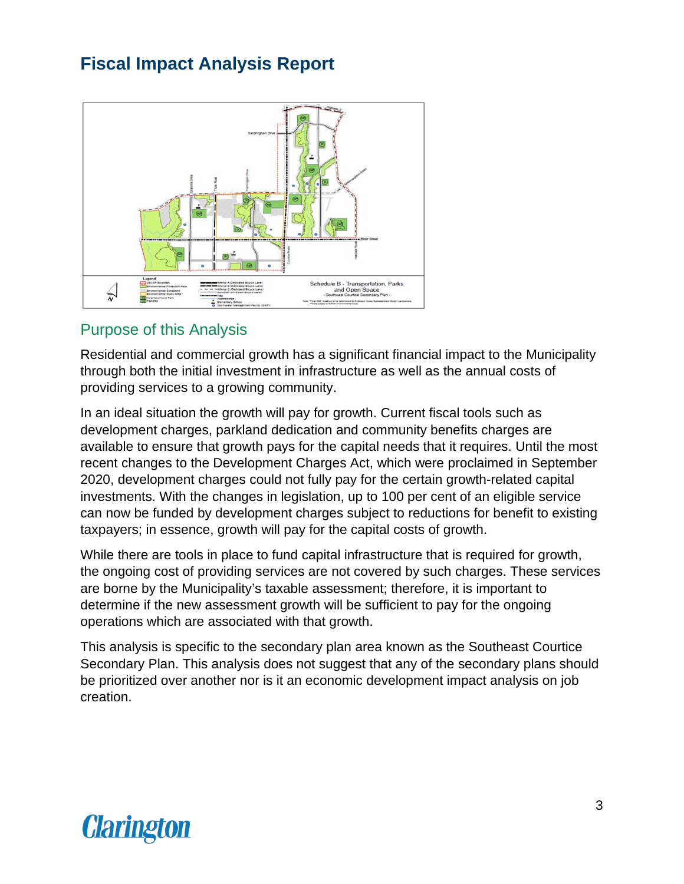# Fiscal Impact Analysis Report

## Purpose of this Analysis

Residential and commercial growth has a significant financial impact to the Municipality through both the initial investment in infrastructure as well as the annual costs of providing services to a growing community.

In an ideal situation the growth will pay for growth. Current fiscal tools such as development charges, parkland dedication and community benefits charges are available to ensure that growth pays for the capital needs that it requires. Until the most recent changes to the Development Charges Act, which were proclaimed in September 2020, development charges could not fully pay for the certain growth-related capital investments. With the changes in legislation, up to 100 per cent of an eligible service can now be funded by development charges subject to reductions for benefit to existing taxpayers; in essence, growth will pay for the capital costs of growth.

While there are tools in place to fund capital infrastructure that is required for growth, the ongoing cost of providing services are not covered by such charges. These services are borne by the Municipality's taxable assessment; therefore, it is important to determine if the new assessment growth will be sufficient to pay for the ongoing operations which are associated with that growth.

This analysis is specific to the secondary plan area known as the Southeast Courtice Secondary Plan. This analysis does not suggest that any of the secondary plans should be prioritized over another nor is it an economic development impact analysis on job creation.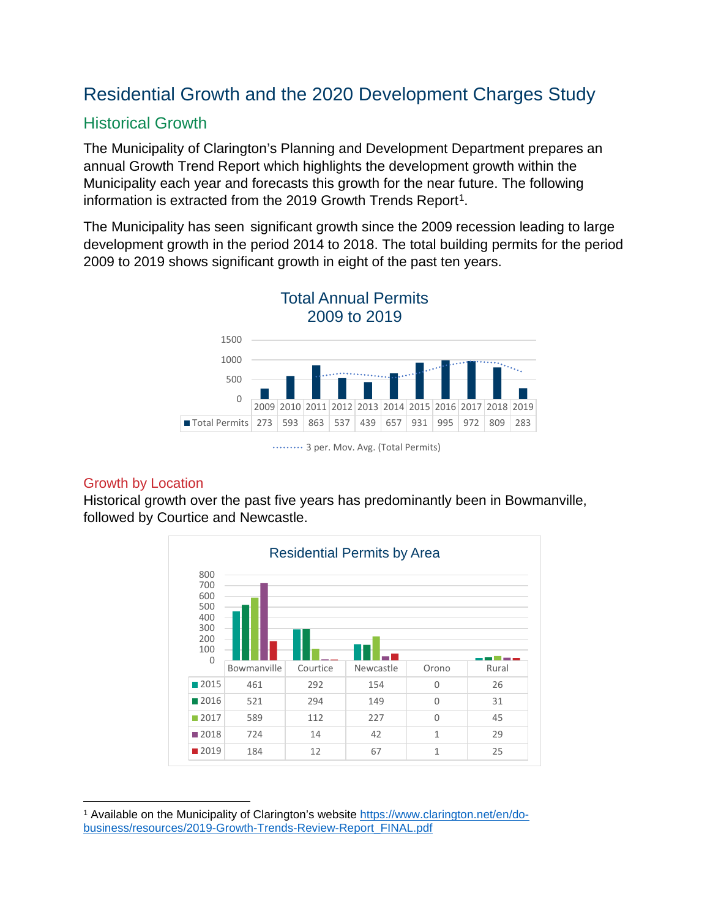# Residential Growth and the 2020 Development Charges Study

## Historical Growth

The Municipality of Clarington's Planning and Development Department prepares an annual Growth Trend Report which highlights the development growth within the Municipality each year and forecasts this growth for the near future. The following information is extracted from the 2019 Growth Trends Report[1].

The Municipality has seen significant growth since the 2009 recession leading to large development growth in the period 2014 to 2018. The total building permits for the period 2009 to 2019 shows significant growth in eight of the past ten years.

**Total Annual Permits 2009 to 2019**

| | 2009 | 2010 | 2011 | 2012 | 2013 | 2014 | 2015 | 2016 | 2017 | 2018 | 2019 |
|---|---|---|---|---|---|---|---|---|---|---|---|
| Total Permits | 273 | 593 | 863 | 537 | 439 | 657 | 931 | 995 | 972 | 809 | 283 |

3 per. Mov. Avg. (Total Permits)

### Growth by Location

Historical growth over the past five years has predominantly been in Bowmanville, followed by Courtice and Newcastle.

**Residential Permits by Area**

| | Bowmanville | Courtice | Newcastle | Orono | Rural |
|---|---|---|---|---|---|
| 2015 | 461 | 292 | 154 | 0 | 26 |
| 2016 | 521 | 294 | 149 | 0 | 31 |
| 2017 | 589 | 112 | 227 | 0 | 45 |
| 2018 | 724 | 14 | 42 | 1 | 29 |
| 2019 | 184 | 12 | 67 | 1 | 25 |

[1] Available on the Municipality of Clarington's website https://www.clarington.net/en/do-business/resources/2019-Growth-Trends-Review-Report_FINAL.pdf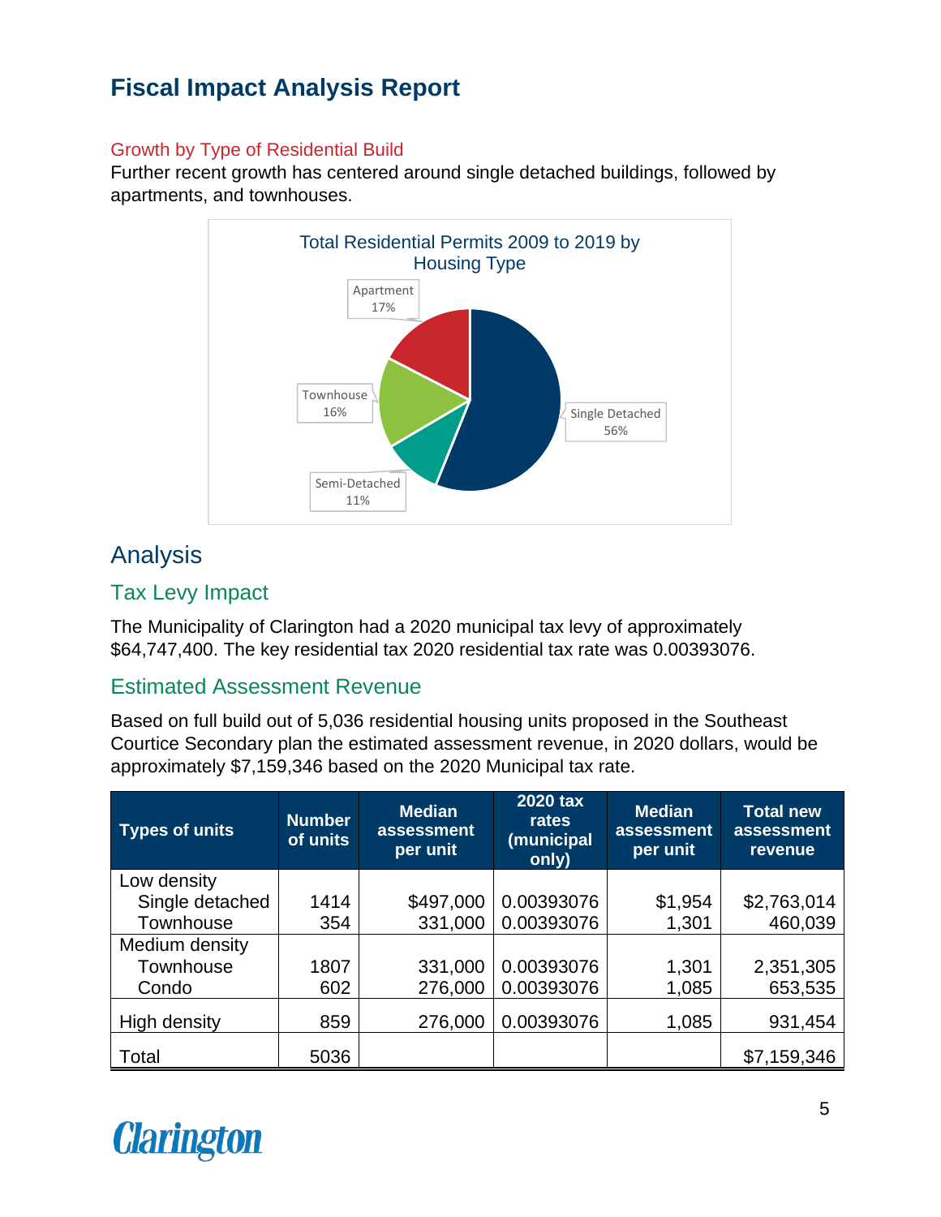# Fiscal Impact Analysis Report

### Growth by Type of Residential Build

Further recent growth has centered around single detached buildings, followed by apartments, and townhouses.

Total Residential Permits 2009 to 2019 by Housing Type

| Housing Type | Share |
|---|---|
| Single Detached | 56% |
| Apartment | 17% |
| Townhouse | 16% |
| Semi-Detached | 11% |

## Analysis

### Tax Levy Impact

The Municipality of Clarington had a 2020 municipal tax levy of approximately $64,747,400. The key residential tax 2020 residential tax rate was 0.00393076.

### Estimated Assessment Revenue

Based on full build out of 5,036 residential housing units proposed in the Southeast Courtice Secondary plan the estimated assessment revenue, in 2020 dollars, would be approximately $7,159,346 based on the 2020 Municipal tax rate.

| Types of units | Number of units | Median assessment per unit | 2020 tax rates (municipal only) | Median assessment per unit | Total new assessment revenue |
|---|---|---|---|---|---|
| Low density | | | | | |
| Single detached | 1414 | $497,000 | 0.00393076 | $1,954 | $2,763,014 |
| Townhouse | 354 | 331,000 | 0.00393076 | 1,301 | 460,039 |
| Medium density | | | | | |
| Townhouse | 1807 | 331,000 | 0.00393076 | 1,301 | 2,351,305 |
| Condo | 602 | 276,000 | 0.00393076 | 1,085 | 653,535 |
| High density | 859 | 276,000 | 0.00393076 | 1,085 | 931,454 |
| Total | 5036 | | | | $7,159,346 |

Clarington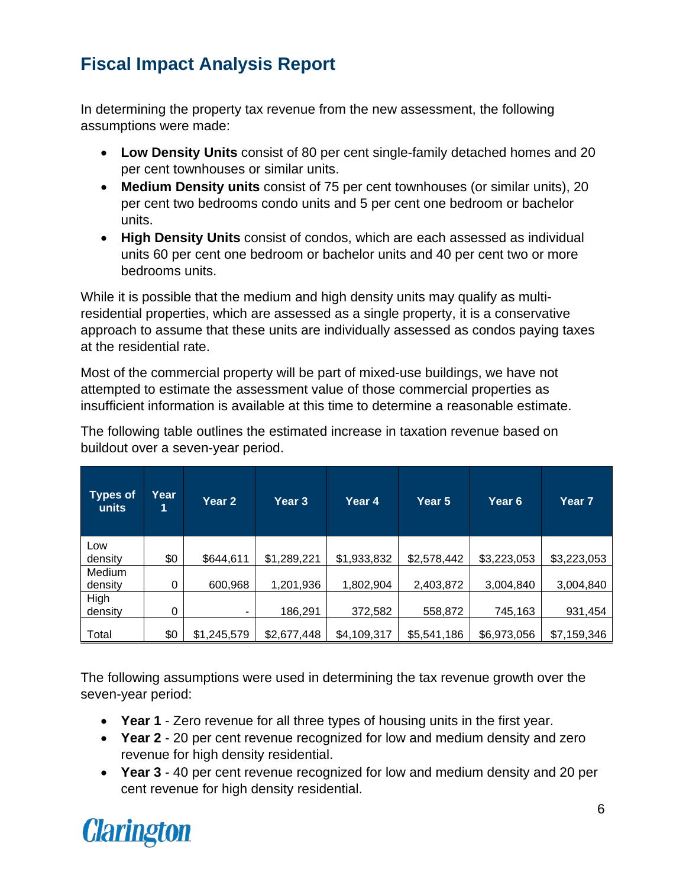## Fiscal Impact Analysis Report

In determining the property tax revenue from the new assessment, the following assumptions were made:

- **Low Density Units** consist of 80 per cent single-family detached homes and 20 per cent townhouses or similar units.
- **Medium Density units** consist of 75 per cent townhouses (or similar units), 20 per cent two bedrooms condo units and 5 per cent one bedroom or bachelor units.
- **High Density Units** consist of condos, which are each assessed as individual units 60 per cent one bedroom or bachelor units and 40 per cent two or more bedrooms units.

While it is possible that the medium and high density units may qualify as multi-residential properties, which are assessed as a single property, it is a conservative approach to assume that these units are individually assessed as condos paying taxes at the residential rate.

Most of the commercial property will be part of mixed-use buildings, we have not attempted to estimate the assessment value of those commercial properties as insufficient information is available at this time to determine a reasonable estimate.

The following table outlines the estimated increase in taxation revenue based on buildout over a seven-year period.

| Types of units | Year 1 | Year 2 | Year 3 | Year 4 | Year 5 | Year 6 | Year 7 |
|---|---|---|---|---|---|---|---|
| Low density | $0 | $644,611 | $1,289,221 | $1,933,832 | $2,578,442 | $3,223,053 | $3,223,053 |
| Medium density | 0 | 600,968 | 1,201,936 | 1,802,904 | 2,403,872 | 3,004,840 | 3,004,840 |
| High density | 0 | - | 186,291 | 372,582 | 558,872 | 745,163 | 931,454 |
| Total | $0 | $1,245,579 | $2,677,448 | $4,109,317 | $5,541,186 | $6,973,056 | $7,159,346 |

The following assumptions were used in determining the tax revenue growth over the seven-year period:

- **Year 1** - Zero revenue for all three types of housing units in the first year.
- **Year 2** - 20 per cent revenue recognized for low and medium density and zero revenue for high density residential.
- **Year 3** - 40 per cent revenue recognized for low and medium density and 20 per cent revenue for high density residential.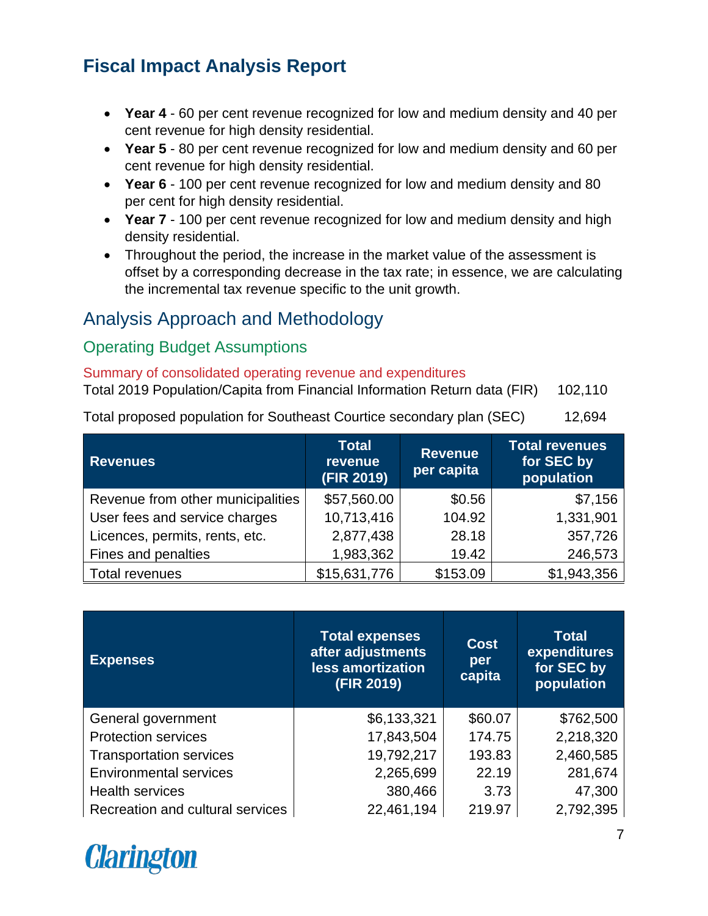# Fiscal Impact Analysis Report

- **Year 4** - 60 per cent revenue recognized for low and medium density and 40 per cent revenue for high density residential.
- **Year 5** - 80 per cent revenue recognized for low and medium density and 60 per cent revenue for high density residential.
- **Year 6** - 100 per cent revenue recognized for low and medium density and 80 per cent for high density residential.
- **Year 7** - 100 per cent revenue recognized for low and medium density and high density residential.
- Throughout the period, the increase in the market value of the assessment is offset by a corresponding decrease in the tax rate; in essence, we are calculating the incremental tax revenue specific to the unit growth.

## Analysis Approach and Methodology

### Operating Budget Assumptions

#### Summary of consolidated operating revenue and expenditures

Total 2019 Population/Capita from Financial Information Return data (FIR) 102,110

Total proposed population for Southeast Courtice secondary plan (SEC) 12,694

| Revenues | Total revenue (FIR 2019) | Revenue per capita | Total revenues for SEC by population |
|---|---|---|---|
| Revenue from other municipalities | $57,560.00 | $0.56 | $7,156 |
| User fees and service charges | 10,713,416 | 104.92 | 1,331,901 |
| Licences, permits, rents, etc. | 2,877,438 | 28.18 | 357,726 |
| Fines and penalties | 1,983,362 | 19.42 | 246,573 |
| Total revenues | $15,631,776 | $153.09 | $1,943,356 |

| Expenses | Total expenses after adjustments less amortization (FIR 2019) | Cost per capita | Total expenditures for SEC by population |
|---|---|---|---|
| General government | $6,133,321 | $60.07 | $762,500 |
| Protection services | 17,843,504 | 174.75 | 2,218,320 |
| Transportation services | 19,792,217 | 193.83 | 2,460,585 |
| Environmental services | 2,265,699 | 22.19 | 281,674 |
| Health services | 380,466 | 3.73 | 47,300 |
| Recreation and cultural services | 22,461,194 | 219.97 | 2,792,395 |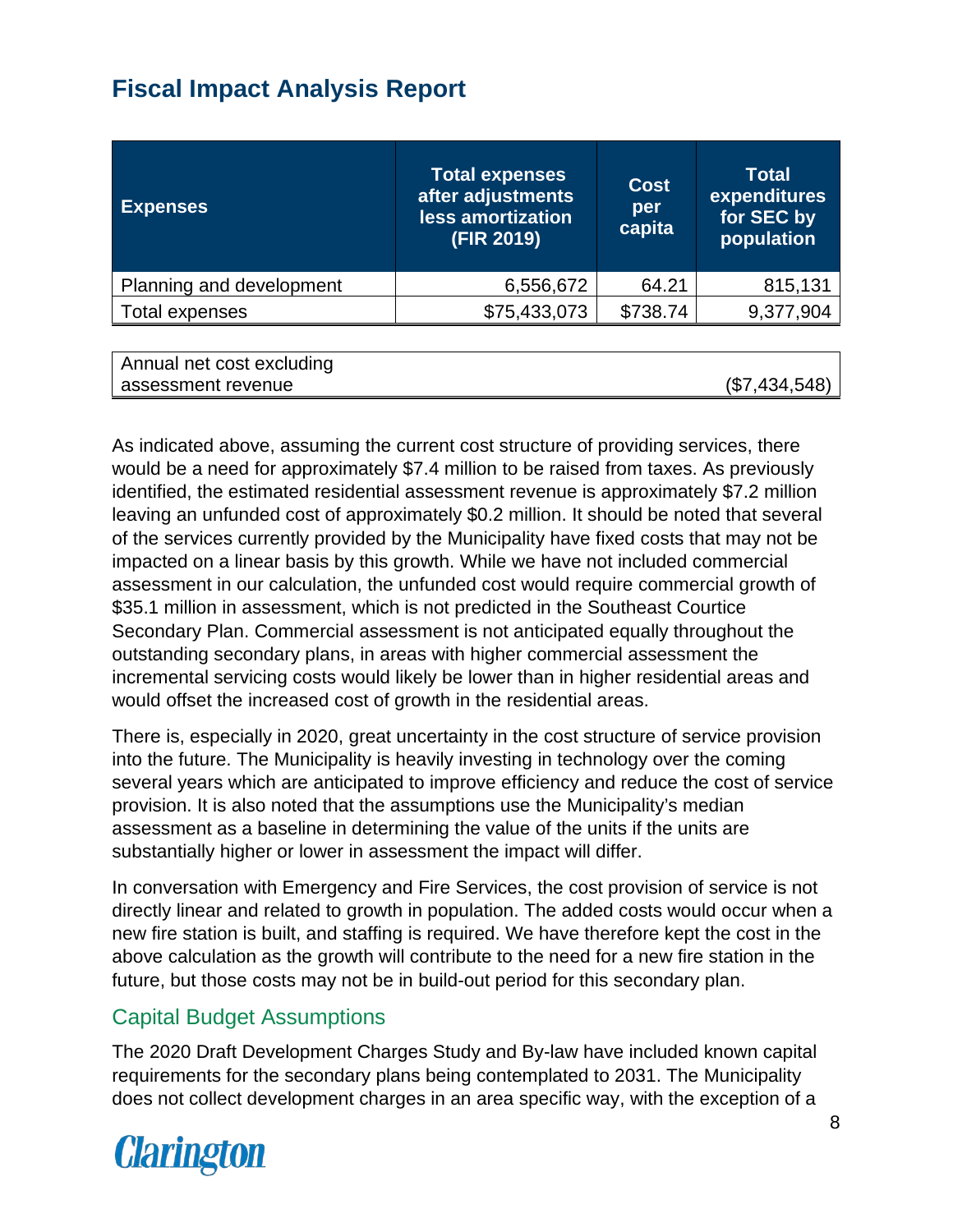# Fiscal Impact Analysis Report

| Expenses | Total expenses after adjustments less amortization (FIR 2019) | Cost per capita | Total expenditures for SEC by population |
|---|---|---|---|
| Planning and development | 6,556,672 | 64.21 | 815,131 |
| Total expenses | $75,433,073 | $738.74 | 9,377,904 |
| Annual net cost excluding assessment revenue | | | ($7,434,548) |

As indicated above, assuming the current cost structure of providing services, there would be a need for approximately $7.4 million to be raised from taxes. As previously identified, the estimated residential assessment revenue is approximately $7.2 million leaving an unfunded cost of approximately $0.2 million. It should be noted that several of the services currently provided by the Municipality have fixed costs that may not be impacted on a linear basis by this growth. While we have not included commercial assessment in our calculation, the unfunded cost would require commercial growth of $35.1 million in assessment, which is not predicted in the Southeast Courtice Secondary Plan. Commercial assessment is not anticipated equally throughout the outstanding secondary plans, in areas with higher commercial assessment the incremental servicing costs would likely be lower than in higher residential areas and would offset the increased cost of growth in the residential areas.

There is, especially in 2020, great uncertainty in the cost structure of service provision into the future. The Municipality is heavily investing in technology over the coming several years which are anticipated to improve efficiency and reduce the cost of service provision. It is also noted that the assumptions use the Municipality's median assessment as a baseline in determining the value of the units if the units are substantially higher or lower in assessment the impact will differ.

In conversation with Emergency and Fire Services, the cost provision of service is not directly linear and related to growth in population. The added costs would occur when a new fire station is built, and staffing is required. We have therefore kept the cost in the above calculation as the growth will contribute to the need for a new fire station in the future, but those costs may not be in build-out period for this secondary plan.

## Capital Budget Assumptions

The 2020 Draft Development Charges Study and By-law have included known capital requirements for the secondary plans being contemplated to 2031. The Municipality does not collect development charges in an area specific way, with the exception of a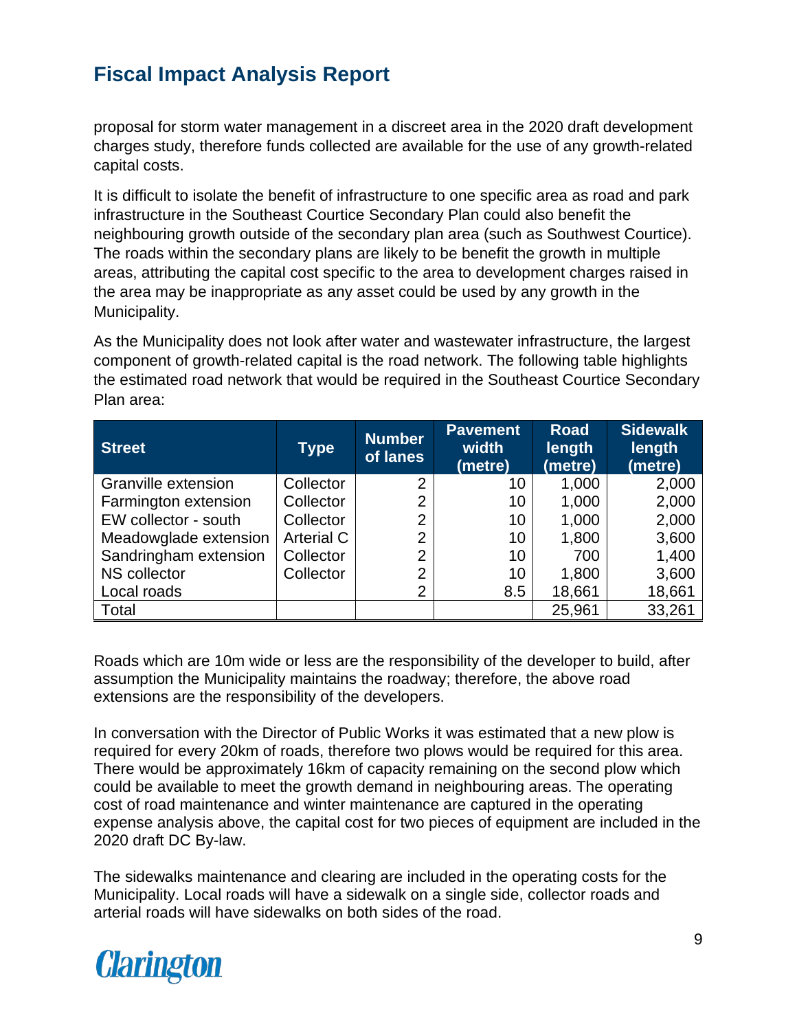proposal for storm water management in a discreet area in the 2020 draft development charges study, therefore funds collected are available for the use of any growth-related capital costs.

It is difficult to isolate the benefit of infrastructure to one specific area as road and park infrastructure in the Southeast Courtice Secondary Plan could also benefit the neighbouring growth outside of the secondary plan area (such as Southwest Courtice). The roads within the secondary plans are likely to be benefit the growth in multiple areas, attributing the capital cost specific to the area to development charges raised in the area may be inappropriate as any asset could be used by any growth in the Municipality.

As the Municipality does not look after water and wastewater infrastructure, the largest component of growth-related capital is the road network. The following table highlights the estimated road network that would be required in the Southeast Courtice Secondary Plan area:

| Street | Type | Number of lanes | Pavement width (metre) | Road length (metre) | Sidewalk length (metre) |
|---|---|---|---|---|---|
| Granville extension | Collector | 2 | 10 | 1,000 | 2,000 |
| Farmington extension | Collector | 2 | 10 | 1,000 | 2,000 |
| EW collector - south | Collector | 2 | 10 | 1,000 | 2,000 |
| Meadowglade extension | Arterial C | 2 | 10 | 1,800 | 3,600 |
| Sandringham extension | Collector | 2 | 10 | 700 | 1,400 |
| NS collector | Collector | 2 | 10 | 1,800 | 3,600 |
| Local roads | | 2 | 8.5 | 18,661 | 18,661 |
| Total | | | | 25,961 | 33,261 |

Roads which are 10m wide or less are the responsibility of the developer to build, after assumption the Municipality maintains the roadway; therefore, the above road extensions are the responsibility of the developers.

In conversation with the Director of Public Works it was estimated that a new plow is required for every 20km of roads, therefore two plows would be required for this area. There would be approximately 16km of capacity remaining on the second plow which could be available to meet the growth demand in neighbouring areas. The operating cost of road maintenance and winter maintenance are captured in the operating expense analysis above, the capital cost for two pieces of equipment are included in the 2020 draft DC By-law.

The sidewalks maintenance and clearing are included in the operating costs for the Municipality. Local roads will have a sidewalk on a single side, collector roads and arterial roads will have sidewalks on both sides of the road.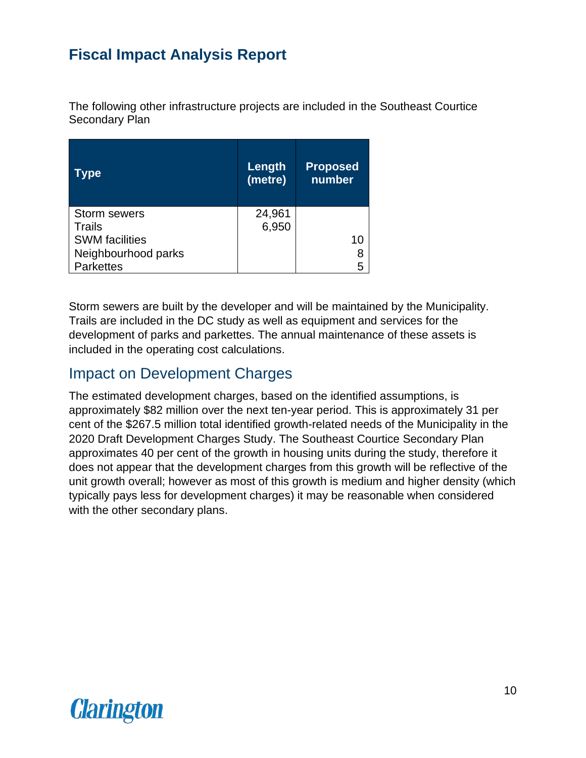## Fiscal Impact Analysis Report

The following other infrastructure projects are included in the Southeast Courtice Secondary Plan

| Type | Length (metre) | Proposed number |
| --- | --- | --- |
| Storm sewers | 24,961 | |
| Trails | 6,950 | |
| SWM facilities | | 10 |
| Neighbourhood parks | | 8 |
| Parkettes | | 5 |

Storm sewers are built by the developer and will be maintained by the Municipality. Trails are included in the DC study as well as equipment and services for the development of parks and parkettes. The annual maintenance of these assets is included in the operating cost calculations.

### Impact on Development Charges

The estimated development charges, based on the identified assumptions, is approximately $82 million over the next ten-year period. This is approximately 31 per cent of the $267.5 million total identified growth-related needs of the Municipality in the 2020 Draft Development Charges Study. The Southeast Courtice Secondary Plan approximates 40 per cent of the growth in housing units during the study, therefore it does not appear that the development charges from this growth will be reflective of the unit growth overall; however as most of this growth is medium and higher density (which typically pays less for development charges) it may be reasonable when considered with the other secondary plans.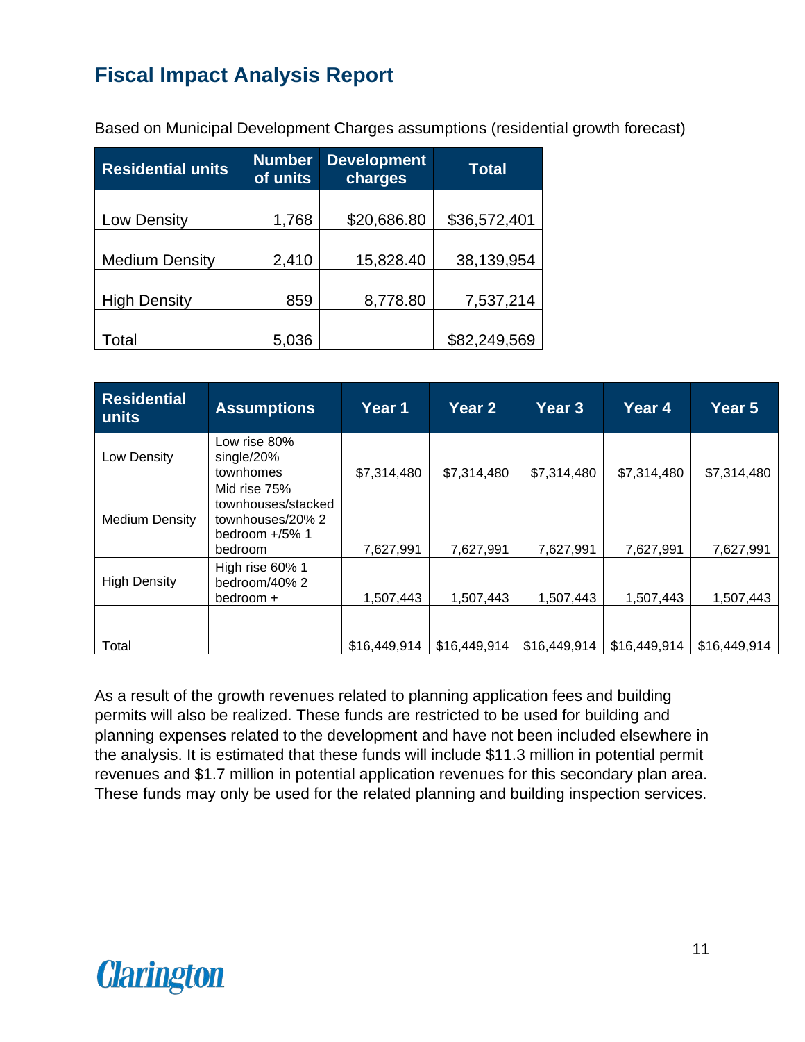## Fiscal Impact Analysis Report

Based on Municipal Development Charges assumptions (residential growth forecast)

| Residential units | Number of units | Development charges | Total |
|---|---|---|---|
| Low Density | 1,768 | $20,686.80 | $36,572,401 |
| Medium Density | 2,410 | 15,828.40 | 38,139,954 |
| High Density | 859 | 8,778.80 | 7,537,214 |
| Total | 5,036 | | $82,249,569 |

| Residential units | Assumptions | Year 1 | Year 2 | Year 3 | Year 4 | Year 5 |
|---|---|---|---|---|---|---|
| Low Density | Low rise 80% single/20% townhomes | $7,314,480 | $7,314,480 | $7,314,480 | $7,314,480 | $7,314,480 |
| Medium Density | Mid rise 75% townhouses/stacked townhouses/20% 2 bedroom +/5% 1 bedroom | 7,627,991 | 7,627,991 | 7,627,991 | 7,627,991 | 7,627,991 |
| High Density | High rise 60% 1 bedroom/40% 2 bedroom + | 1,507,443 | 1,507,443 | 1,507,443 | 1,507,443 | 1,507,443 |
| Total | | $16,449,914 | $16,449,914 | $16,449,914 | $16,449,914 | $16,449,914 |

As a result of the growth revenues related to planning application fees and building permits will also be realized. These funds are restricted to be used for building and planning expenses related to the development and have not been included elsewhere in the analysis. It is estimated that these funds will include $11.3 million in potential permit revenues and $1.7 million in potential application revenues for this secondary plan area. These funds may only be used for the related planning and building inspection services.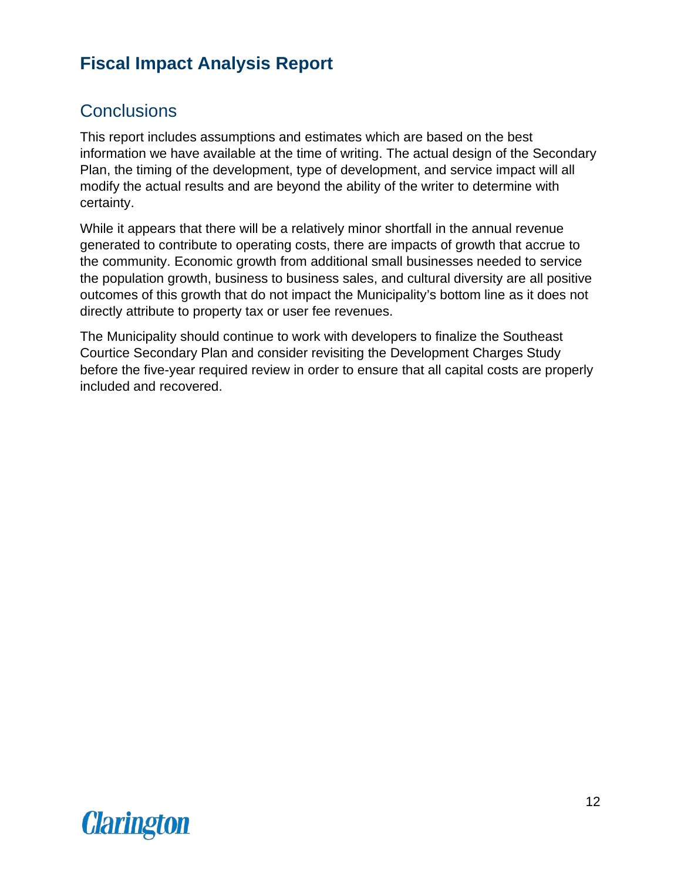# Fiscal Impact Analysis Report

## Conclusions

This report includes assumptions and estimates which are based on the best information we have available at the time of writing. The actual design of the Secondary Plan, the timing of the development, type of development, and service impact will all modify the actual results and are beyond the ability of the writer to determine with certainty.

While it appears that there will be a relatively minor shortfall in the annual revenue generated to contribute to operating costs, there are impacts of growth that accrue to the community. Economic growth from additional small businesses needed to service the population growth, business to business sales, and cultural diversity are all positive outcomes of this growth that do not impact the Municipality's bottom line as it does not directly attribute to property tax or user fee revenues.

The Municipality should continue to work with developers to finalize the Southeast Courtice Secondary Plan and consider revisiting the Development Charges Study before the five-year required review in order to ensure that all capital costs are properly included and recovered.